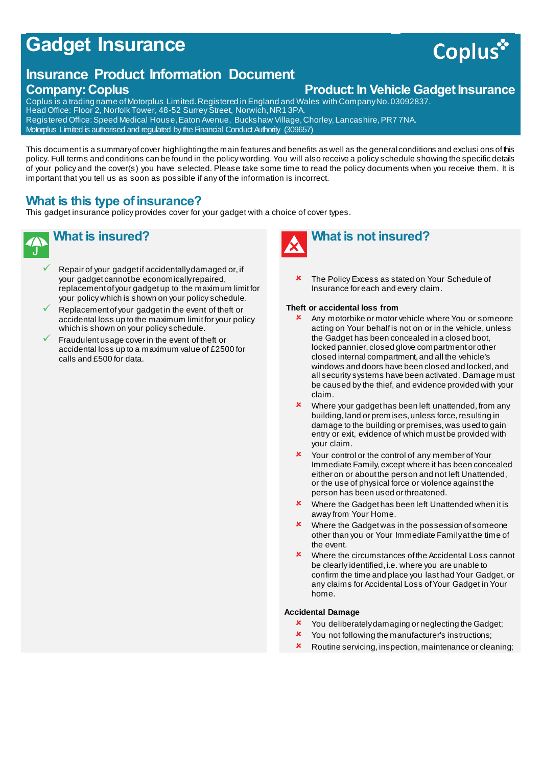# Gadget Insurance

Coplus

## Insurance Product Information Document

**Company: Coplus** **Product: In Vehicle Gadget Insurance**

Coplus is a trading name of Motorplus Limited. Registered in England and Wales with Company No. 03092837.
Head Office: Floor 2, Norfolk Tower, 48-52 Surrey Street, Norwich, NR1 3PA.
Registered Office: Speed Medical House, Eaton Avenue, Buckshaw Village, Chorley, Lancashire, PR7 7NA.
Motorplus Limited is authorised and regulated by the Financial Conduct Authority (309657)

This document is a summary of cover highlighting the main features and benefits as well as the general conditions and exclusions of this policy. Full terms and conditions can be found in the policy wording. You will also receive a policy schedule showing the specific details of your policy and the cover(s) you have selected. Please take some time to read the policy documents when you receive them. It is important that you tell us as soon as possible if any of the information is incorrect.

## What is this type of insurance?

This gadget insurance policy provides cover for your gadget with a choice of cover types.

## What is insured?

- ✓ Repair of your gadget if accidentally damaged or, if your gadget cannot be economically repaired, replacement of your gadget up to the maximum limit for your policy which is shown on your policy schedule.
- ✓ Replacement of your gadget in the event of theft or accidental loss up to the maximum limit for your policy which is shown on your policy schedule.
- ✓ Fraudulent usage cover in the event of theft or accidental loss up to a maximum value of £2500 for calls and £500 for data.

## What is not insured?

- ✗ The Policy Excess as stated on Your Schedule of Insurance for each and every claim.

**Theft or accidental loss from**

- ✗ Any motorbike or motor vehicle where You or someone acting on Your behalf is not on or in the vehicle, unless the Gadget has been concealed in a closed boot, locked pannier, closed glove compartment or other closed internal compartment, and all the vehicle's windows and doors have been closed and locked, and all security systems have been activated. Damage must be caused by the thief, and evidence provided with your claim.
- ✗ Where your gadget has been left unattended, from any building, land or premises, unless force, resulting in damage to the building or premises, was used to gain entry or exit, evidence of which must be provided with your claim.
- ✗ Your control or the control of any member of Your Immediate Family, except where it has been concealed either on or about the person and not left Unattended, or the use of physical force or violence against the person has been used or threatened.
- ✗ Where the Gadget has been left Unattended when it is away from Your Home.
- ✗ Where the Gadget was in the possession of someone other than you or Your Immediate Family at the time of the event.
- ✗ Where the circumstances of the Accidental Loss cannot be clearly identified, i.e. where you are unable to confirm the time and place you last had Your Gadget, or any claims for Accidental Loss of Your Gadget in Your home.

**Accidental Damage**

- ✗ You deliberately damaging or neglecting the Gadget;
- ✗ You not following the manufacturer's instructions;
- ✗ Routine servicing, inspection, maintenance or cleaning;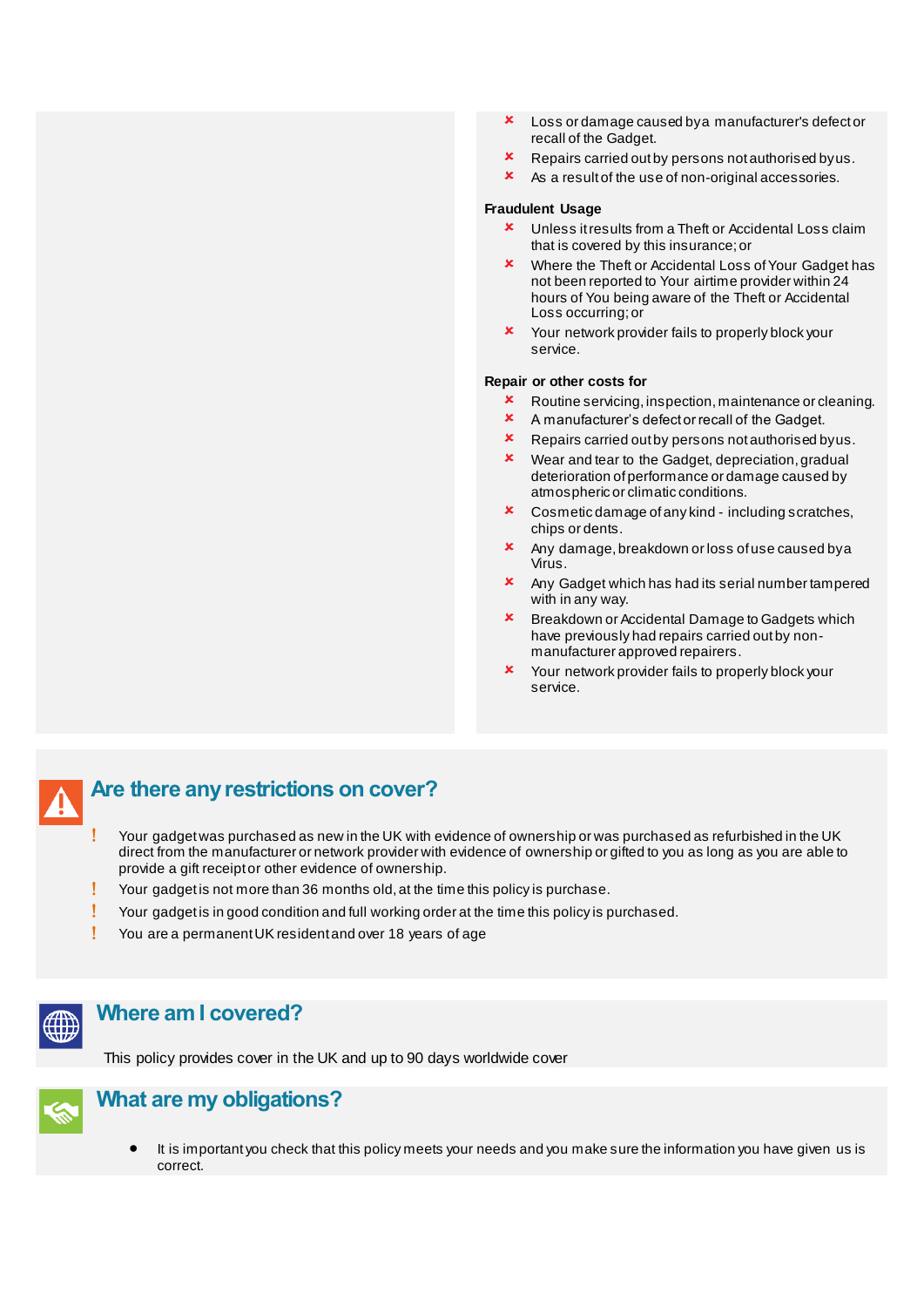- ✘ Loss or damage caused by a manufacturer's defect or recall of the Gadget.
- ✘ Repairs carried out by persons not authorised by us.
- ✘ As a result of the use of non-original accessories.

**Fraudulent Usage**

- ✘ Unless it results from a Theft or Accidental Loss claim that is covered by this insurance; or
- ✘ Where the Theft or Accidental Loss of Your Gadget has not been reported to Your airtime provider within 24 hours of You being aware of the Theft or Accidental Loss occurring; or
- ✘ Your network provider fails to properly block your service.

**Repair or other costs for**

- ✘ Routine servicing, inspection, maintenance or cleaning.
- ✘ A manufacturer's defect or recall of the Gadget.
- ✘ Repairs carried out by persons not authorised by us.
- ✘ Wear and tear to the Gadget, depreciation, gradual deterioration of performance or damage caused by atmospheric or climatic conditions.
- ✘ Cosmetic damage of any kind - including scratches, chips or dents.
- ✘ Any damage, breakdown or loss of use caused by a Virus.
- ✘ Any Gadget which has had its serial number tampered with in any way.
- ✘ Breakdown or Accidental Damage to Gadgets which have previously had repairs carried out by non-manufacturer approved repairers.
- ✘ Your network provider fails to properly block your service.

## Are there any restrictions on cover?

- ! Your gadget was purchased as new in the UK with evidence of ownership or was purchased as refurbished in the UK direct from the manufacturer or network provider with evidence of ownership or gifted to you as long as you are able to provide a gift receipt or other evidence of ownership.
- ! Your gadget is not more than 36 months old, at the time this policy is purchase.
- ! Your gadget is in good condition and full working order at the time this policy is purchased.
- ! You are a permanent UK resident and over 18 years of age

## Where am I covered?

This policy provides cover in the UK and up to 90 days worldwide cover

## What are my obligations?

- It is important you check that this policy meets your needs and you make sure the information you have given us is correct.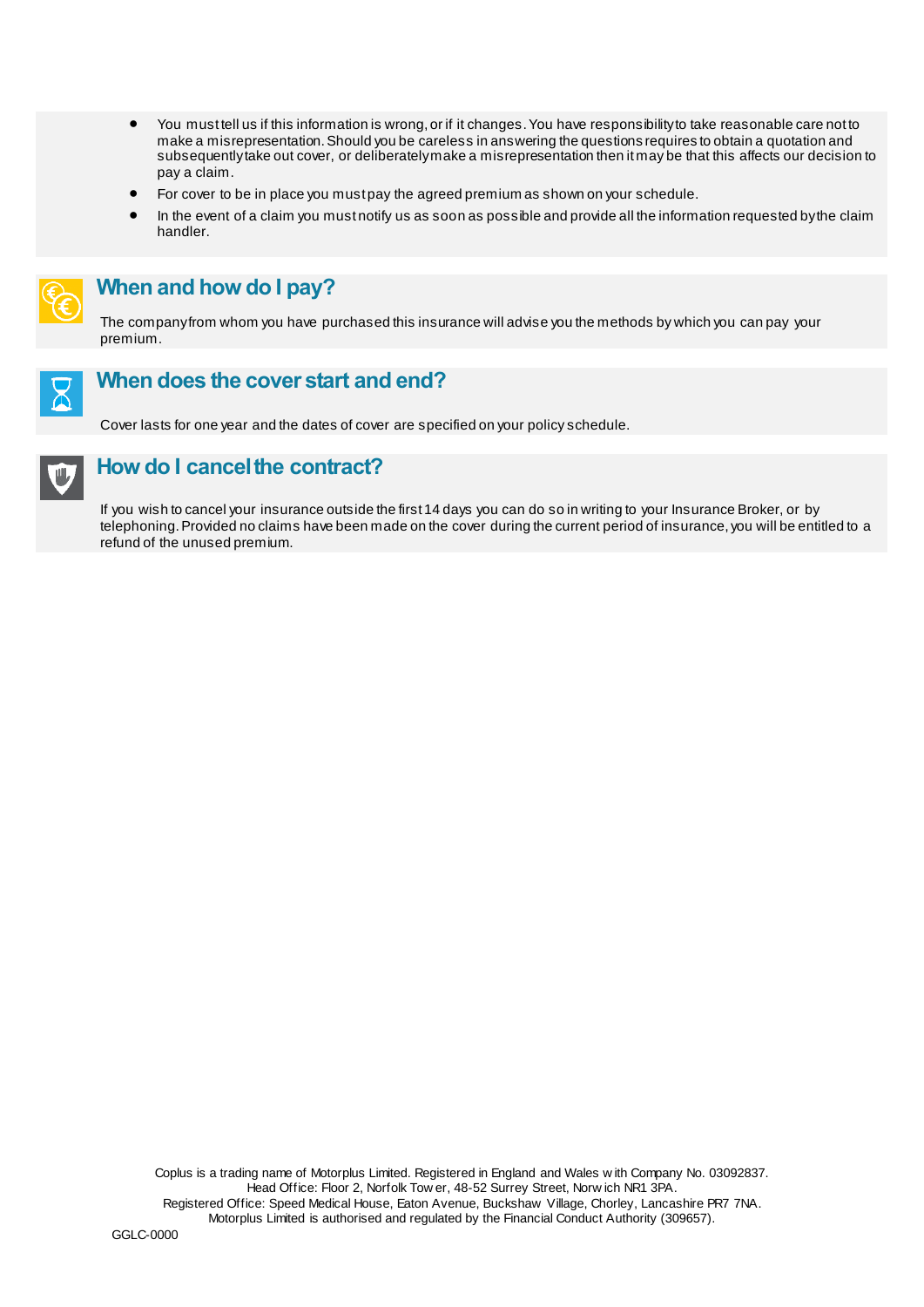- You must tell us if this information is wrong, or if it changes. You have responsibility to take reasonable care not to make a misrepresentation. Should you be careless in answering the questions requires to obtain a quotation and subsequently take out cover, or deliberately make a misrepresentation then it may be that this affects our decision to pay a claim.
- For cover to be in place you must pay the agreed premium as shown on your schedule.
- In the event of a claim you must notify us as soon as possible and provide all the information requested by the claim handler.

## When and how do I pay?

The company from whom you have purchased this insurance will advise you the methods by which you can pay your premium.

## When does the cover start and end?

Cover lasts for one year and the dates of cover are specified on your policy schedule.

## How do I cancel the contract?

If you wish to cancel your insurance outside the first 14 days you can do so in writing to your Insurance Broker, or by telephoning. Provided no claims have been made on the cover during the current period of insurance, you will be entitled to a refund of the unused premium.

Coplus is a trading name of Motorplus Limited. Registered in England and Wales with Company No. 03092837.
Head Office: Floor 2, Norfolk Tower, 48-52 Surrey Street, Norwich NR1 3PA.
Registered Office: Speed Medical House, Eaton Avenue, Buckshaw Village, Chorley, Lancashire PR7 7NA.
Motorplus Limited is authorised and regulated by the Financial Conduct Authority (309657).

GGLC-0000